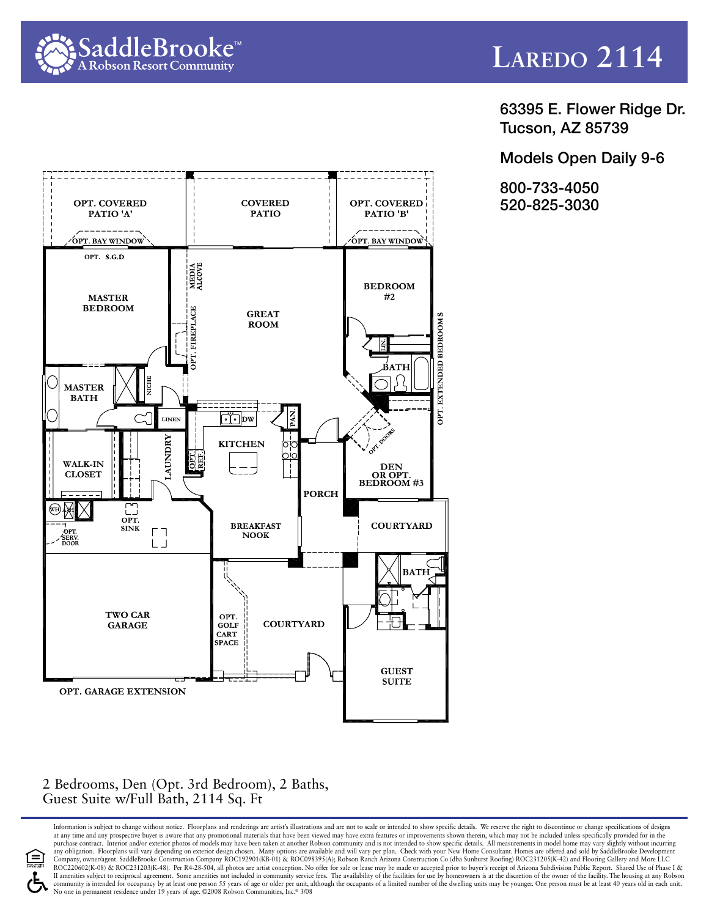SaddleBrooke™
A Robson Resort Community

# Laredo 2114

63395 E. Flower Ridge Dr.
Tucson, AZ 85739

Models Open Daily 9-6

800-733-4050
520-825-3030

OPT. COVERED PATIO 'A'
COVERED PATIO
OPT. COVERED PATIO 'B'
OPT. BAY WINDOW
OPT. BAY WINDOW
OPT. S.G.D
MASTER BEDROOM
MEDIA ALCOVE
GREAT ROOM
OPT. FIREPLACE
BEDROOM #2
LIN.
BATH
OPT. EXTENDED BEDROOMS
MASTER BATH
NICHE
LINEN
DW
PAN.
KITCHEN
OPT. REF.
LAUNDRY
OPT. DOORS
WALK-IN CLOSET
DEN OR OPT. BEDROOM #3
PORCH
WH
OPT. SINK
OPT. SERV. DOOR
BREAKFAST NOOK
COURTYARD
BATH
TWO CAR GARAGE
OPT. GOLF CART SPACE
COURTYARD
GUEST SUITE
OPT. GARAGE EXTENSION

2 Bedrooms, Den (Opt. 3rd Bedroom), 2 Baths,
Guest Suite w/Full Bath, 2114 Sq. Ft

Information is subject to change without notice. Floorplans and renderings are artist's illustrations and are not to scale or intended to show specific details. We reserve the right to discontinue or change specifications of designs at any time and any prospective buyer is aware that any promotional materials that have been viewed may have extra features or improvements shown therein, which may not be included unless specifically provided for in the purchase contract. Interior and/or exterior photos of models may have been taken at another Robson community and is not intended to show specific details. All measurements in model home may vary slightly without incurring any obligation. Floorplans will vary depending on exterior design chosen. Many options are available and will vary per plan. Check with your New Home Consultant. Homes are offered and sold by SaddleBrooke Development Company, owner/agent. SaddleBrooke Construction Company ROC192901(KB-01) & ROC098395(A); Robson Ranch Arizona Construction Co (dba Sunburst Roofing) ROC231205(K-42) and Flooring Gallery and More LLC ROC220602(K-08) & ROC231203(K-48). Per R4-28-504, all photos are artist conception. No offer for sale or lease may be made or accepted prior to buyer's receipt of Arizona Subdivision Public Report. Shared Use of Phase I & II amenities subject to reciprocal agreement. Some amenities not included in community service fees. The availability of the facilities for use by homeowners is at the discretion of the owner of the facility. The housing at any Robson community is intended for occupancy by at least one person 55 years of age or older per unit, although the occupants of a limited number of the dwelling units may be younger. One person must be at least 40 years old in each unit. No one in permanent residence under 19 years of age. ©2008 Robson Communities, Inc.® 3/08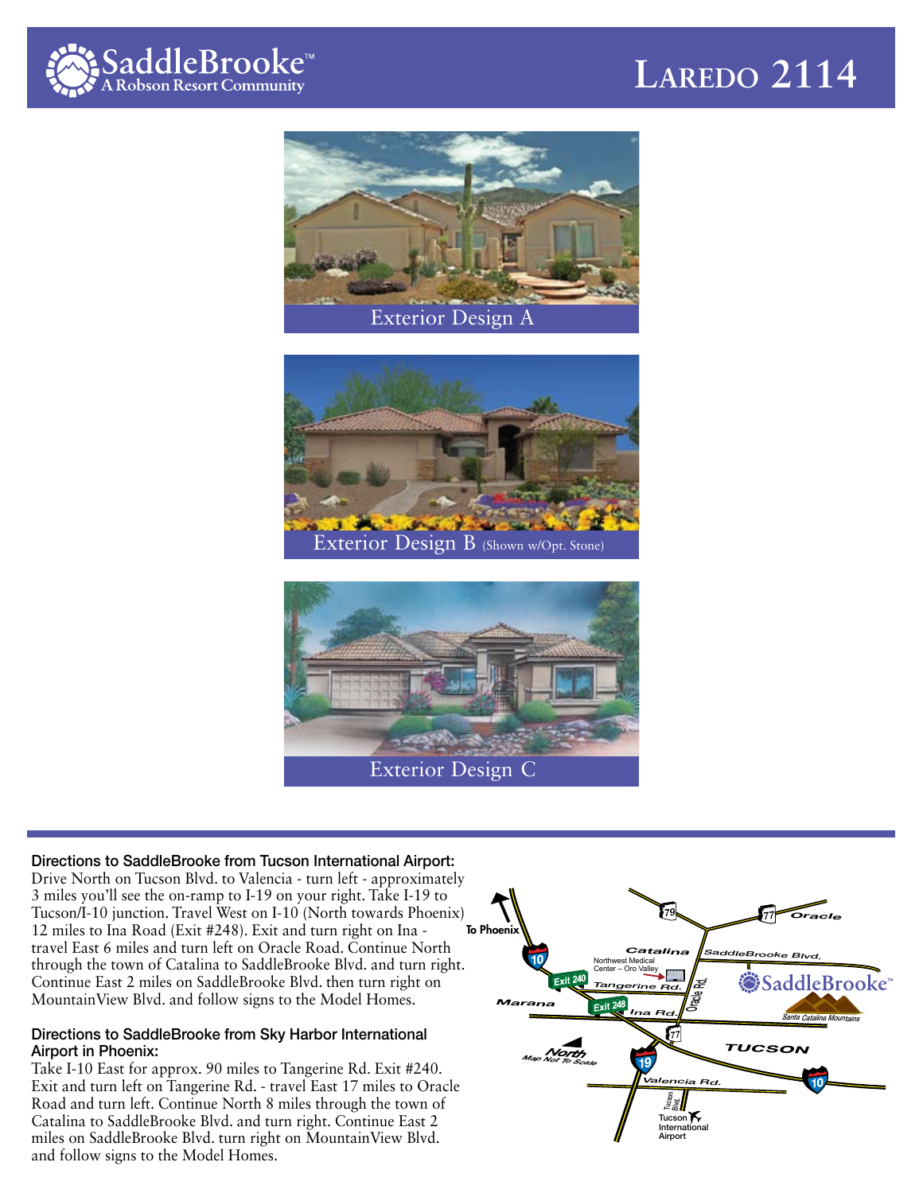# SaddleBrooke™ A Robson Resort Community

# Laredo 2114

Exterior Design A

Exterior Design B (Shown w/Opt. Stone)

Exterior Design C

**Directions to SaddleBrooke from Tucson International Airport:**
Drive North on Tucson Blvd. to Valencia - turn left - approximately 3 miles you'll see the on-ramp to I-19 on your right. Take I-19 to Tucson/I-10 junction. Travel West on I-10 (North towards Phoenix) 12 miles to Ina Road (Exit #248). Exit and turn right on Ina - travel East 6 miles and turn left on Oracle Road. Continue North through the town of Catalina to SaddleBrooke Blvd. and turn right. Continue East 2 miles on SaddleBrooke Blvd. then turn right on MountainView Blvd. and follow signs to the Model Homes.

**Directions to SaddleBrooke from Sky Harbor International Airport in Phoenix:**
Take I-10 East for approx. 90 miles to Tangerine Rd. Exit #240. Exit and turn left on Tangerine Rd. - travel East 17 miles to Oracle Road and turn left. Continue North 8 miles through the town of Catalina to SaddleBrooke Blvd. and turn right. Continue East 2 miles on SaddleBrooke Blvd. turn right on MountainView Blvd. and follow signs to the Model Homes.

To Phoenix
10
79
77
Oracle
Catalina
SaddleBrooke Blvd.
Northwest Medical Center – Oro Valley
Exit 240
Tangerine Rd.
Oracle Rd.
SaddleBrooke™
Marana
Exit 248
Ina Rd.
Santa Catalina Mountains
77
North
Map Not To Scale
19
TUCSON
10
Valencia Rd.
Tucson Blvd.
Tucson International Airport